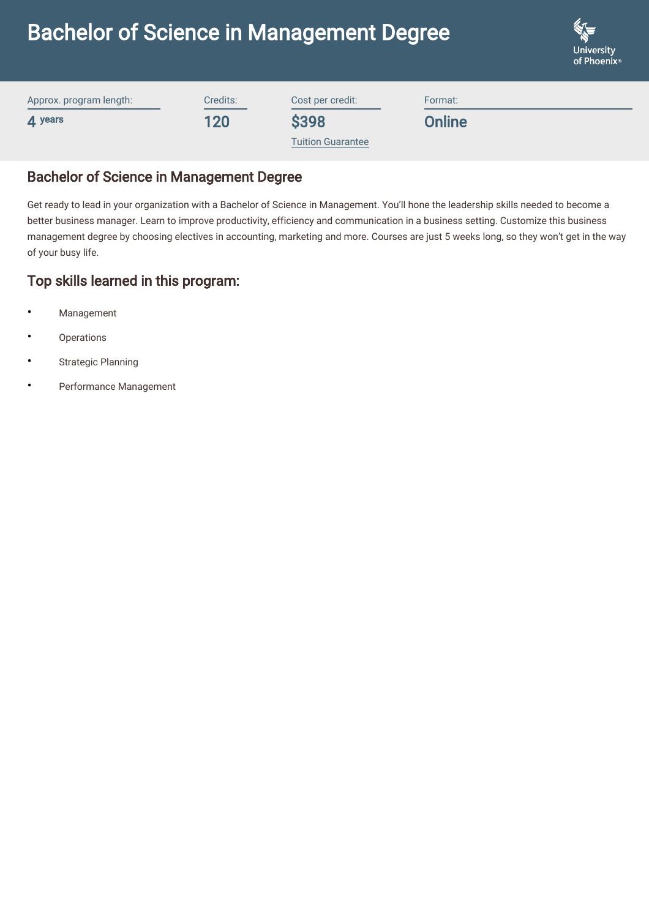# Bachelor of Science in Management Degree

University of Phoenix®

| Approx. program length: | Credits: | Cost per credit: | Format: |
| --- | --- | --- | --- |
| 4 years | 120 | $398<br>Tuition Guarantee | Online |

## Bachelor of Science in Management Degree

Get ready to lead in your organization with a Bachelor of Science in Management. You'll hone the leadership skills needed to become a better business manager. Learn to improve productivity, efficiency and communication in a business setting. Customize this business management degree by choosing electives in accounting, marketing and more. Courses are just 5 weeks long, so they won't get in the way of your busy life.

## Top skills learned in this program:

- Management
- Operations
- Strategic Planning
- Performance Management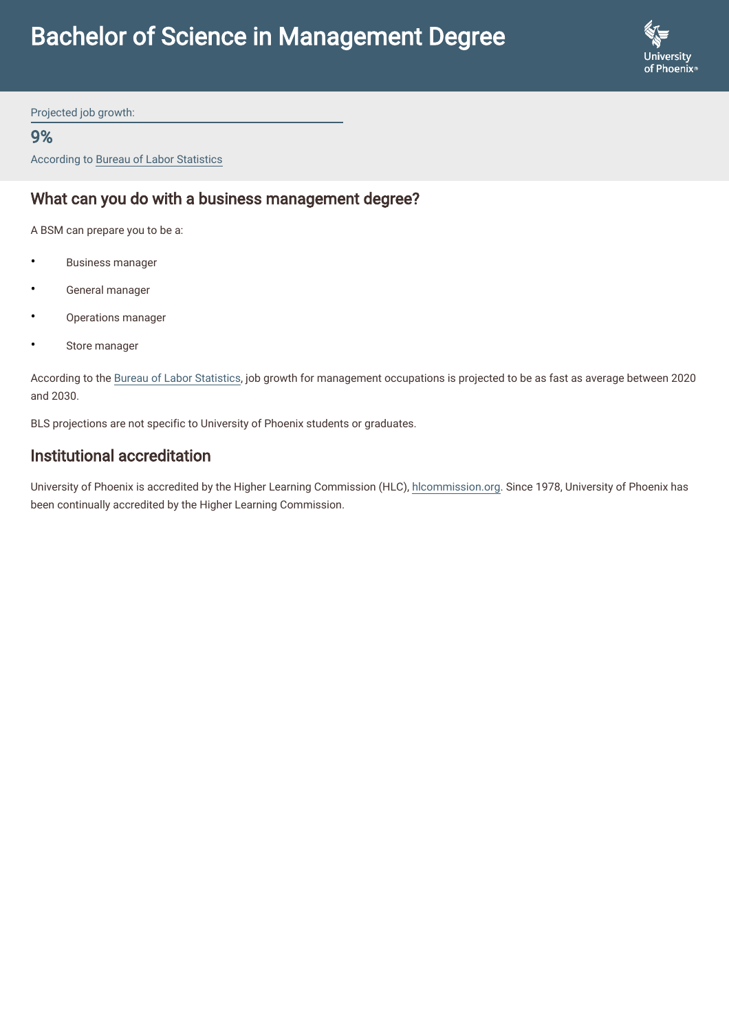# Bachelor of Science in Management Degree

Projected job growth:

**9%**

According to Bureau of Labor Statistics

## What can you do with a business management degree?

A BSM can prepare you to be a:

- Business manager
- General manager
- Operations manager
- Store manager

According to the Bureau of Labor Statistics, job growth for management occupations is projected to be as fast as average between 2020 and 2030.

BLS projections are not specific to University of Phoenix students or graduates.

## Institutional accreditation

University of Phoenix is accredited by the Higher Learning Commission (HLC), hlcommission.org. Since 1978, University of Phoenix has been continually accredited by the Higher Learning Commission.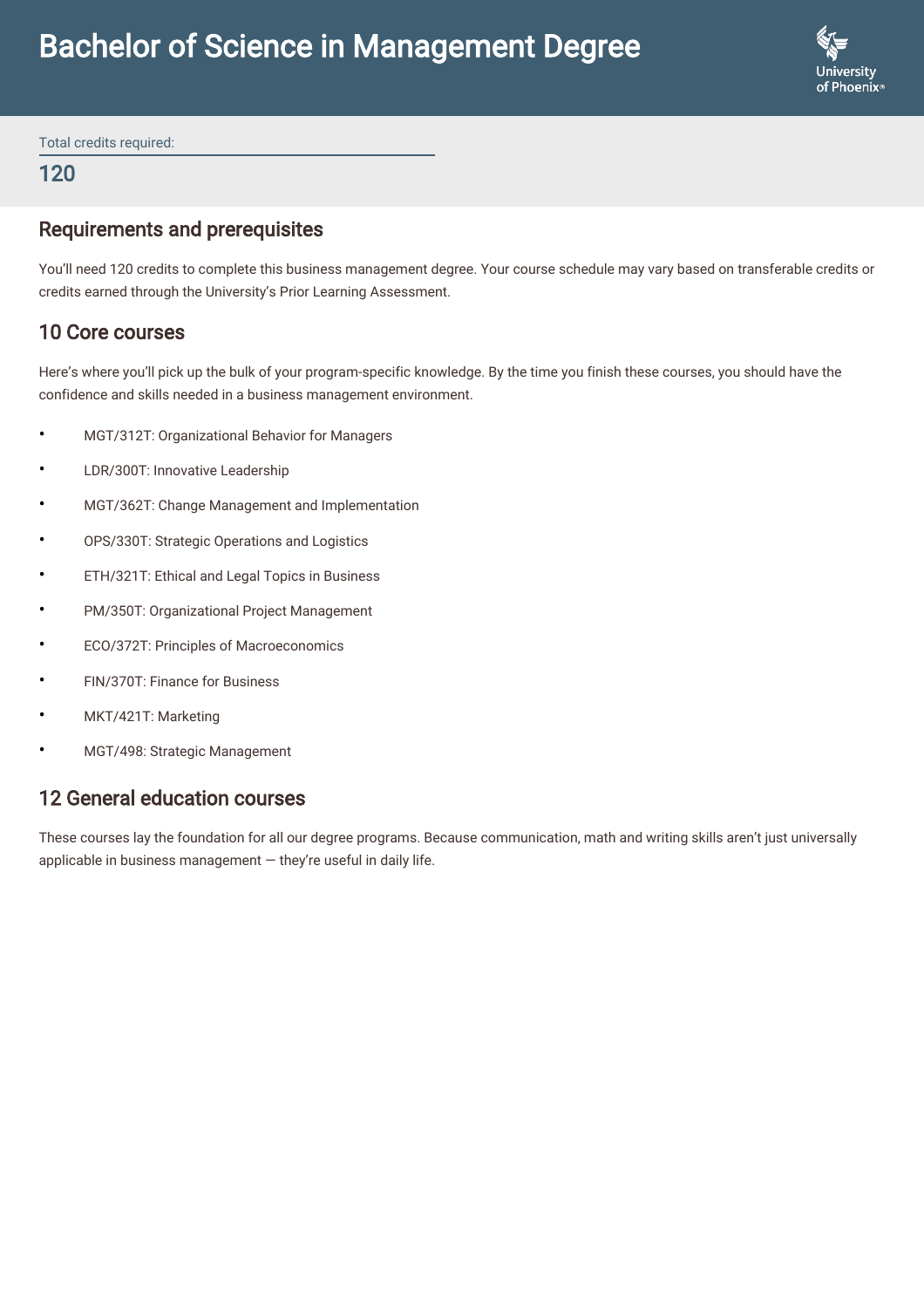# Bachelor of Science in Management Degree

Total credits required:

**120**

## Requirements and prerequisites

You'll need 120 credits to complete this business management degree. Your course schedule may vary based on transferable credits or credits earned through the University's Prior Learning Assessment.

## 10 Core courses

Here's where you'll pick up the bulk of your program-specific knowledge. By the time you finish these courses, you should have the confidence and skills needed in a business management environment.

- MGT/312T: Organizational Behavior for Managers
- LDR/300T: Innovative Leadership
- MGT/362T: Change Management and Implementation
- OPS/330T: Strategic Operations and Logistics
- ETH/321T: Ethical and Legal Topics in Business
- PM/350T: Organizational Project Management
- ECO/372T: Principles of Macroeconomics
- FIN/370T: Finance for Business
- MKT/421T: Marketing
- MGT/498: Strategic Management

## 12 General education courses

These courses lay the foundation for all our degree programs. Because communication, math and writing skills aren't just universally applicable in business management — they're useful in daily life.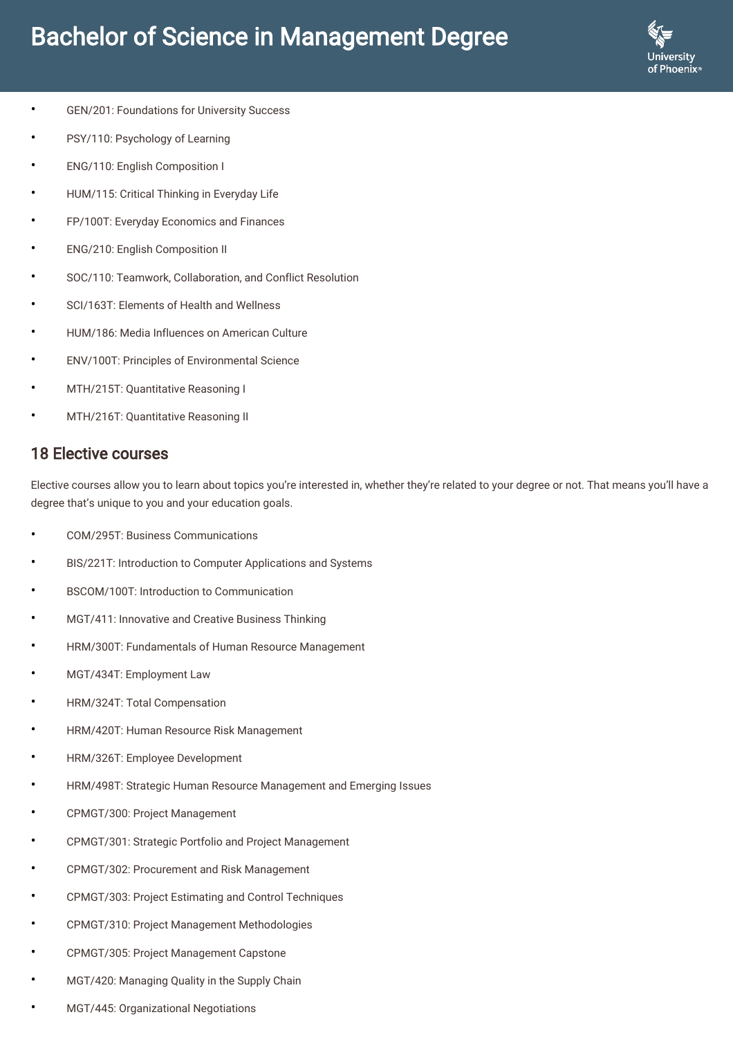- GEN/201: Foundations for University Success
- PSY/110: Psychology of Learning
- ENG/110: English Composition I
- HUM/115: Critical Thinking in Everyday Life
- FP/100T: Everyday Economics and Finances
- ENG/210: English Composition II
- SOC/110: Teamwork, Collaboration, and Conflict Resolution
- SCI/163T: Elements of Health and Wellness
- HUM/186: Media Influences on American Culture
- ENV/100T: Principles of Environmental Science
- MTH/215T: Quantitative Reasoning I
- MTH/216T: Quantitative Reasoning II

## 18 Elective courses

Elective courses allow you to learn about topics you're interested in, whether they're related to your degree or not. That means you'll have a degree that's unique to you and your education goals.

- COM/295T: Business Communications
- BIS/221T: Introduction to Computer Applications and Systems
- BSCOM/100T: Introduction to Communication
- MGT/411: Innovative and Creative Business Thinking
- HRM/300T: Fundamentals of Human Resource Management
- MGT/434T: Employment Law
- HRM/324T: Total Compensation
- HRM/420T: Human Resource Risk Management
- HRM/326T: Employee Development
- HRM/498T: Strategic Human Resource Management and Emerging Issues
- CPMGT/300: Project Management
- CPMGT/301: Strategic Portfolio and Project Management
- CPMGT/302: Procurement and Risk Management
- CPMGT/303: Project Estimating and Control Techniques
- CPMGT/310: Project Management Methodologies
- CPMGT/305: Project Management Capstone
- MGT/420: Managing Quality in the Supply Chain
- MGT/445: Organizational Negotiations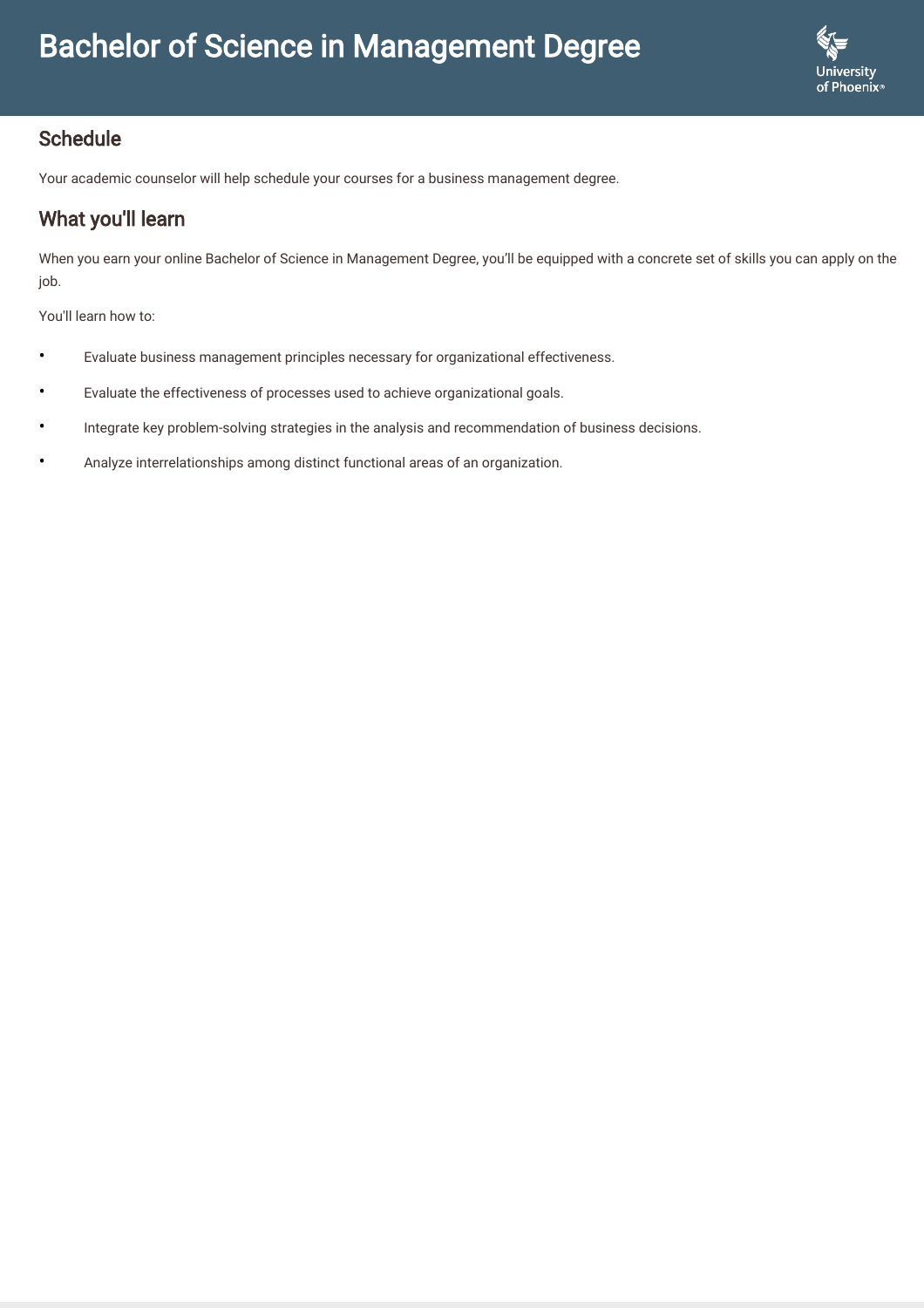## Schedule

Your academic counselor will help schedule your courses for a business management degree.

## What you'll learn

When you earn your online Bachelor of Science in Management Degree, you'll be equipped with a concrete set of skills you can apply on the job.

You'll learn how to:

- Evaluate business management principles necessary for organizational effectiveness.
- Evaluate the effectiveness of processes used to achieve organizational goals.
- Integrate key problem-solving strategies in the analysis and recommendation of business decisions.
- Analyze interrelationships among distinct functional areas of an organization.